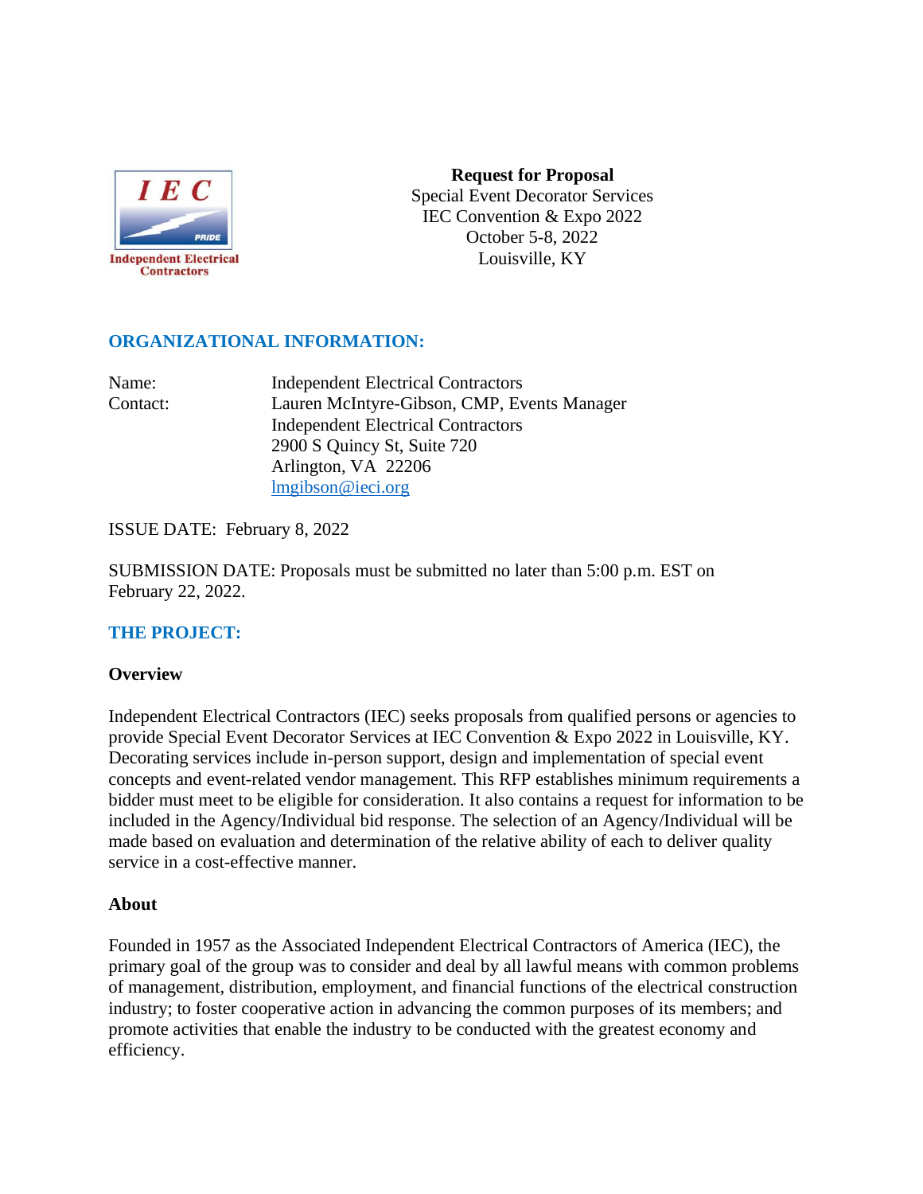**Request for Proposal**
Special Event Decorator Services
IEC Convention & Expo 2022
October 5-8, 2022
Louisville, KY

## ORGANIZATIONAL INFORMATION:

Name: Independent Electrical Contractors

Contact: Lauren McIntyre-Gibson, CMP, Events Manager
Independent Electrical Contractors
2900 S Quincy St, Suite 720
Arlington, VA 22206
lmgibson@ieci.org

ISSUE DATE: February 8, 2022

SUBMISSION DATE: Proposals must be submitted no later than 5:00 p.m. EST on February 22, 2022.

## THE PROJECT:

### Overview

Independent Electrical Contractors (IEC) seeks proposals from qualified persons or agencies to provide Special Event Decorator Services at IEC Convention & Expo 2022 in Louisville, KY. Decorating services include in-person support, design and implementation of special event concepts and event-related vendor management. This RFP establishes minimum requirements a bidder must meet to be eligible for consideration. It also contains a request for information to be included in the Agency/Individual bid response. The selection of an Agency/Individual will be made based on evaluation and determination of the relative ability of each to deliver quality service in a cost-effective manner.

### About

Founded in 1957 as the Associated Independent Electrical Contractors of America (IEC), the primary goal of the group was to consider and deal by all lawful means with common problems of management, distribution, employment, and financial functions of the electrical construction industry; to foster cooperative action in advancing the common purposes of its members; and promote activities that enable the industry to be conducted with the greatest economy and efficiency.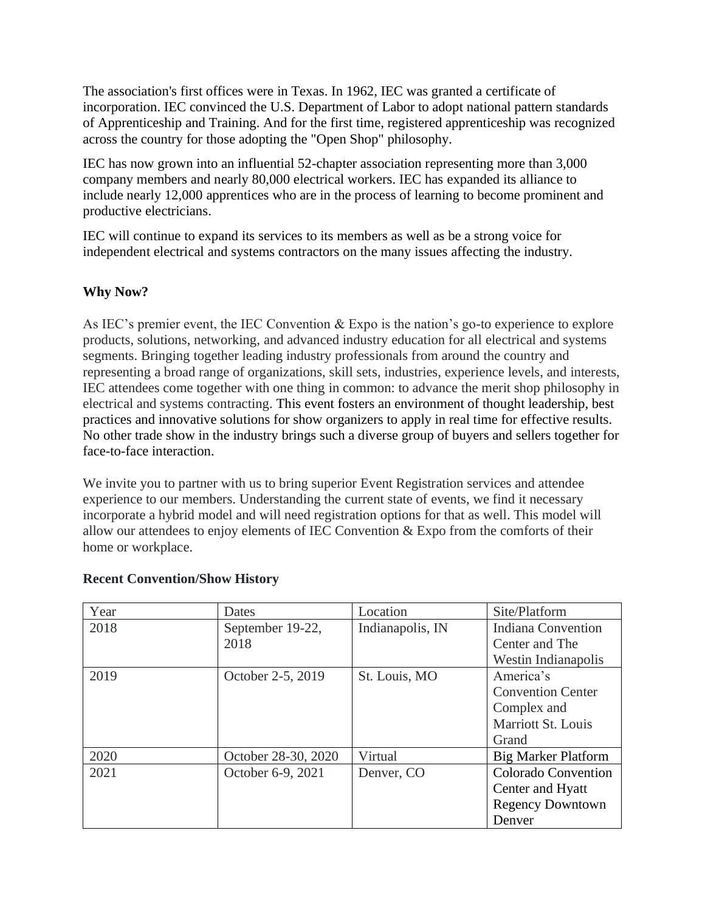The association's first offices were in Texas. In 1962, IEC was granted a certificate of incorporation. IEC convinced the U.S. Department of Labor to adopt national pattern standards of Apprenticeship and Training. And for the first time, registered apprenticeship was recognized across the country for those adopting the "Open Shop" philosophy.

IEC has now grown into an influential 52-chapter association representing more than 3,000 company members and nearly 80,000 electrical workers. IEC has expanded its alliance to include nearly 12,000 apprentices who are in the process of learning to become prominent and productive electricians.

IEC will continue to expand its services to its members as well as be a strong voice for independent electrical and systems contractors on the many issues affecting the industry.

**Why Now?**

As IEC's premier event, the IEC Convention & Expo is the nation's go-to experience to explore products, solutions, networking, and advanced industry education for all electrical and systems segments. Bringing together leading industry professionals from around the country and representing a broad range of organizations, skill sets, industries, experience levels, and interests, IEC attendees come together with one thing in common: to advance the merit shop philosophy in electrical and systems contracting. This event fosters an environment of thought leadership, best practices and innovative solutions for show organizers to apply in real time for effective results. No other trade show in the industry brings such a diverse group of buyers and sellers together for face-to-face interaction.

We invite you to partner with us to bring superior Event Registration services and attendee experience to our members. Understanding the current state of events, we find it necessary incorporate a hybrid model and will need registration options for that as well. This model will allow our attendees to enjoy elements of IEC Convention & Expo from the comforts of their home or workplace.

**Recent Convention/Show History**

| Year | Dates | Location | Site/Platform |
|---|---|---|---|
| 2018 | September 19-22, 2018 | Indianapolis, IN | Indiana Convention Center and The Westin Indianapolis |
| 2019 | October 2-5, 2019 | St. Louis, MO | America's Convention Center Complex and Marriott St. Louis Grand |
| 2020 | October 28-30, 2020 | Virtual | Big Marker Platform |
| 2021 | October 6-9, 2021 | Denver, CO | Colorado Convention Center and Hyatt Regency Downtown Denver |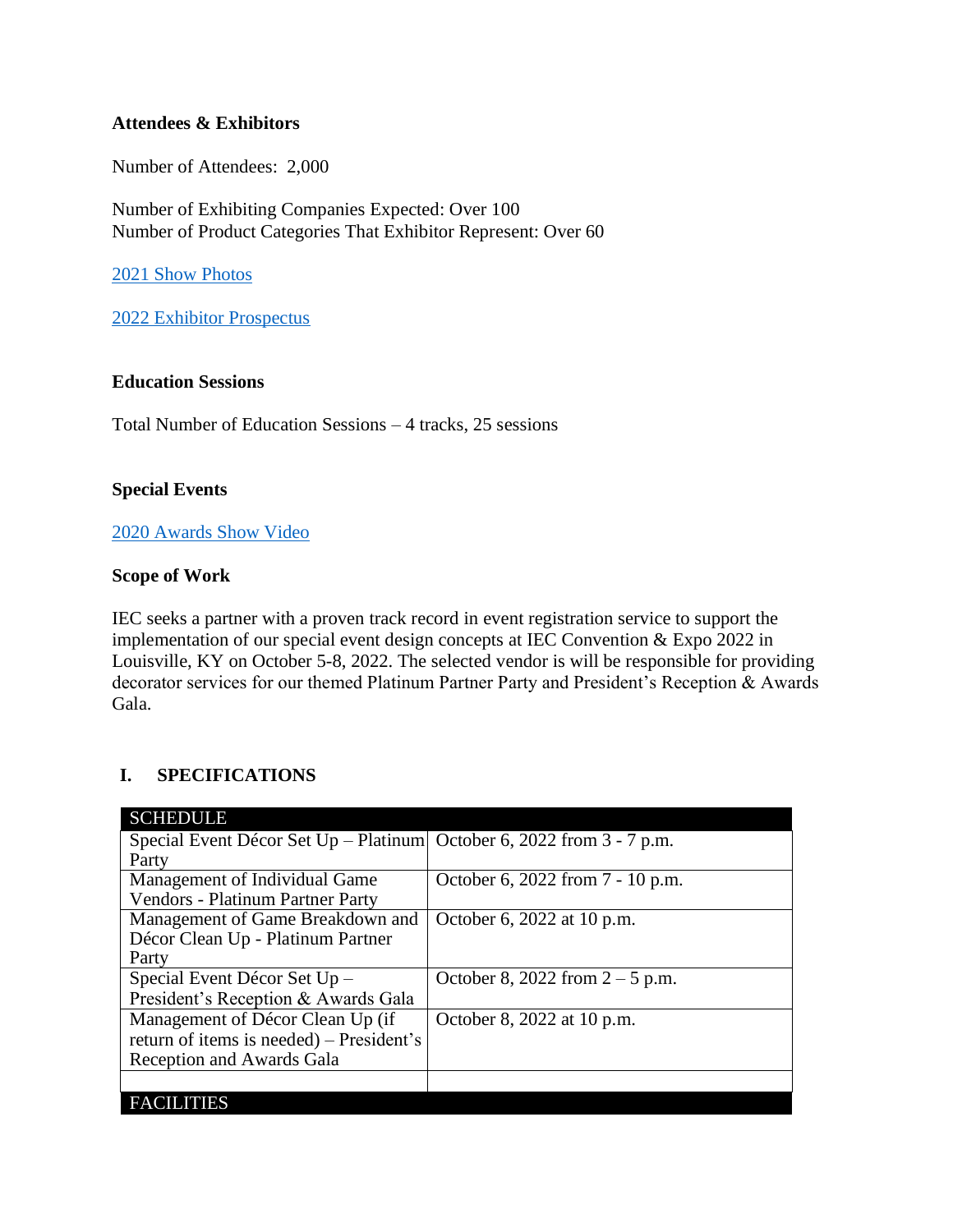**Attendees & Exhibitors**

Number of Attendees: 2,000

Number of Exhibiting Companies Expected: Over 100
Number of Product Categories That Exhibitor Represent: Over 60

2021 Show Photos

2022 Exhibitor Prospectus

**Education Sessions**

Total Number of Education Sessions – 4 tracks, 25 sessions

**Special Events**

2020 Awards Show Video

**Scope of Work**

IEC seeks a partner with a proven track record in event registration service to support the implementation of our special event design concepts at IEC Convention & Expo 2022 in Louisville, KY on October 5-8, 2022. The selected vendor is will be responsible for providing decorator services for our themed Platinum Partner Party and President's Reception & Awards Gala.

## I. SPECIFICATIONS

| SCHEDULE | |
|---|---|
| Special Event Décor Set Up – Platinum Party | October 6, 2022 from 3 - 7 p.m. |
| Management of Individual Game Vendors - Platinum Partner Party | October 6, 2022 from 7 - 10 p.m. |
| Management of Game Breakdown and Décor Clean Up - Platinum Partner Party | October 6, 2022 at 10 p.m. |
| Special Event Décor Set Up – President's Reception & Awards Gala | October 8, 2022 from 2 – 5 p.m. |
| Management of Décor Clean Up (if return of items is needed) – President's Reception and Awards Gala | October 8, 2022 at 10 p.m. |
| | |
| FACILITIES | |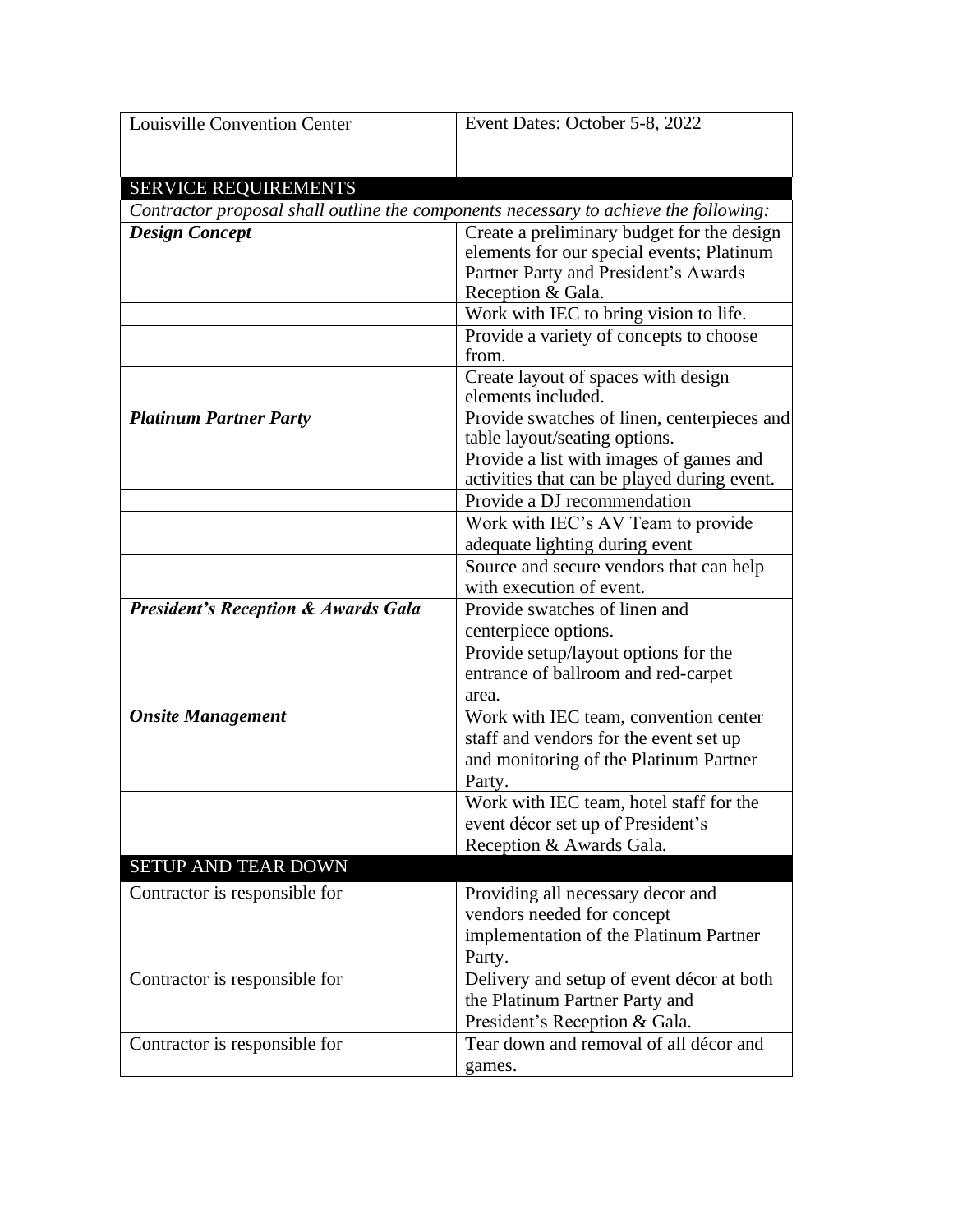| Louisville Convention Center | Event Dates: October 5-8, 2022 |
|---|---|
| **SERVICE REQUIREMENTS** | |
| *Contractor proposal shall outline the components necessary to achieve the following:* | |
| ***Design Concept*** | Create a preliminary budget for the design elements for our special events; Platinum Partner Party and President's Awards Reception & Gala. |
| | Work with IEC to bring vision to life. |
| | Provide a variety of concepts to choose from. |
| | Create layout of spaces with design elements included. |
| ***Platinum Partner Party*** | Provide swatches of linen, centerpieces and table layout/seating options. |
| | Provide a list with images of games and activities that can be played during event. |
| | Provide a DJ recommendation |
| | Work with IEC's AV Team to provide adequate lighting during event |
| | Source and secure vendors that can help with execution of event. |
| ***President's Reception & Awards Gala*** | Provide swatches of linen and centerpiece options. |
| | Provide setup/layout options for the entrance of ballroom and red-carpet area. |
| ***Onsite Management*** | Work with IEC team, convention center staff and vendors for the event set up and monitoring of the Platinum Partner Party. |
| | Work with IEC team, hotel staff for the event décor set up of President's Reception & Awards Gala. |
| **SETUP AND TEAR DOWN** | |
| Contractor is responsible for | Providing all necessary decor and vendors needed for concept implementation of the Platinum Partner Party. |
| Contractor is responsible for | Delivery and setup of event décor at both the Platinum Partner Party and President's Reception & Gala. |
| Contractor is responsible for | Tear down and removal of all décor and games. |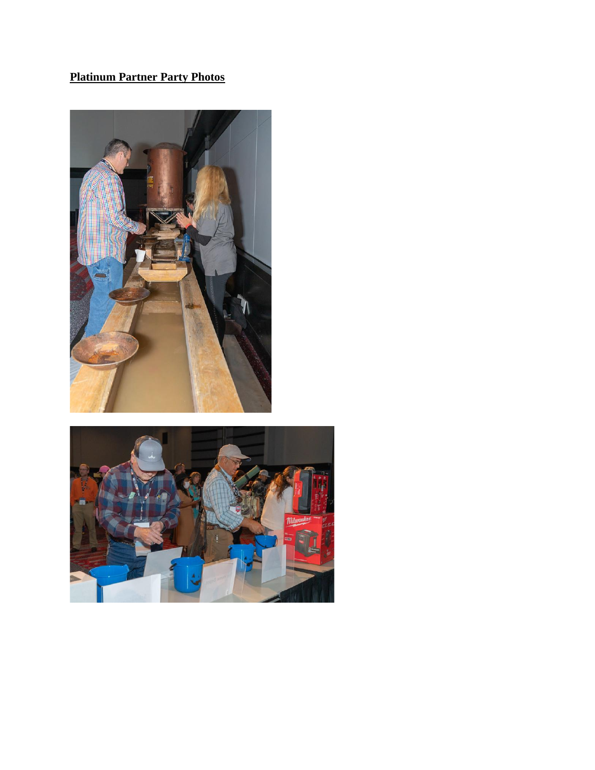**Platinum Partner Party Photos**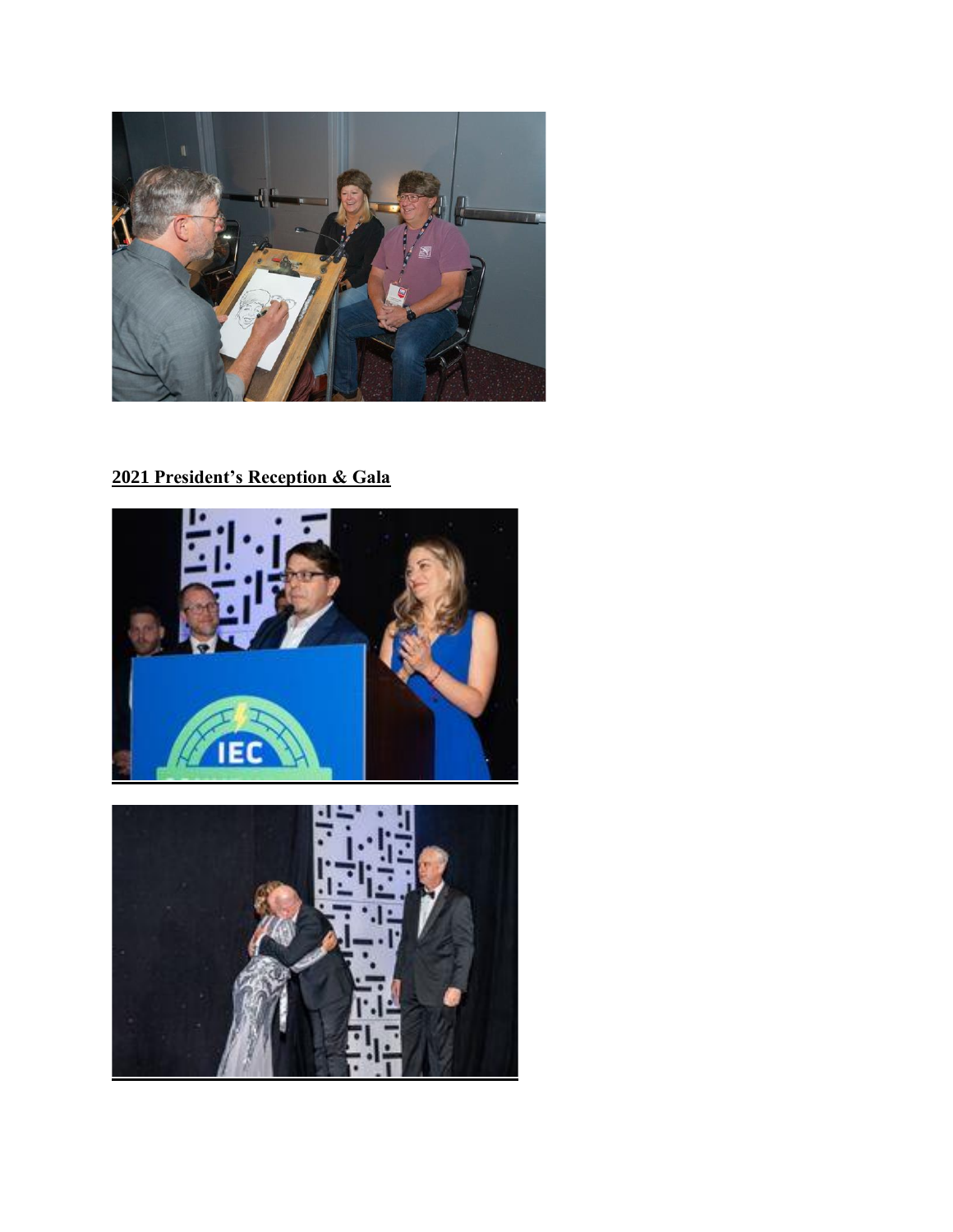**2021 President's Reception & Gala**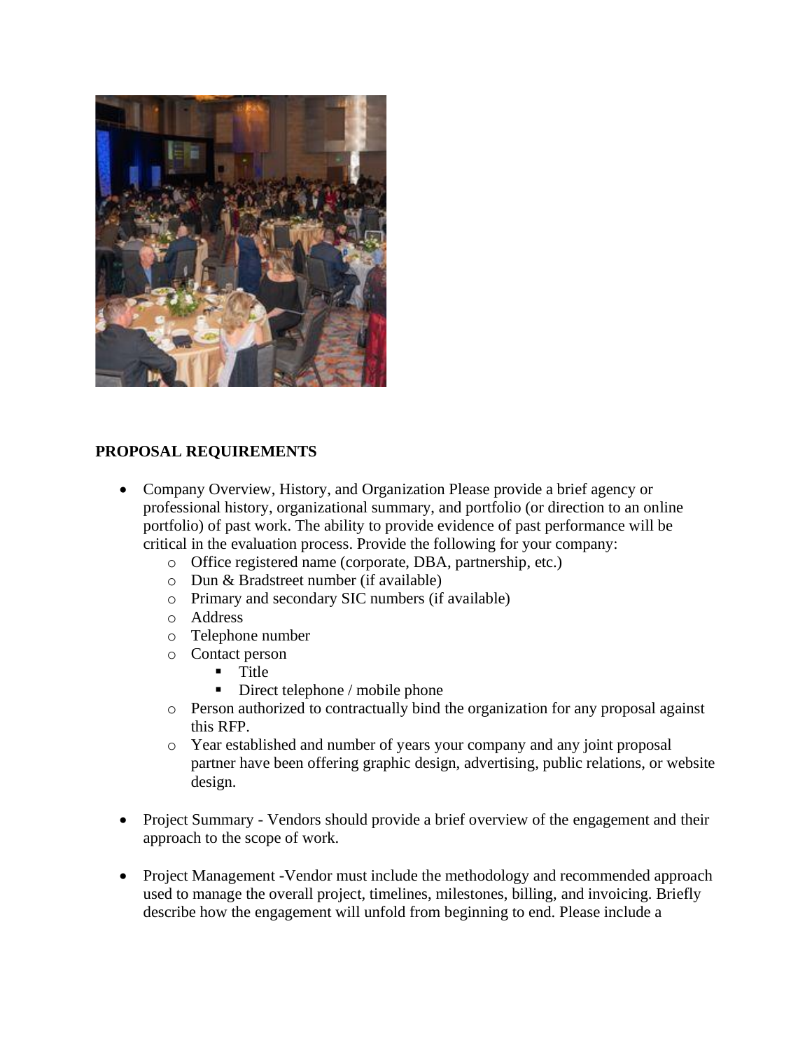## PROPOSAL REQUIREMENTS

- Company Overview, History, and Organization Please provide a brief agency or professional history, organizational summary, and portfolio (or direction to an online portfolio) of past work. The ability to provide evidence of past performance will be critical in the evaluation process. Provide the following for your company:
  - Office registered name (corporate, DBA, partnership, etc.)
  - Dun & Bradstreet number (if available)
  - Primary and secondary SIC numbers (if available)
  - Address
  - Telephone number
  - Contact person
    - Title
    - Direct telephone / mobile phone
  - Person authorized to contractually bind the organization for any proposal against this RFP.
  - Year established and number of years your company and any joint proposal partner have been offering graphic design, advertising, public relations, or website design.

- Project Summary - Vendors should provide a brief overview of the engagement and their approach to the scope of work.

- Project Management -Vendor must include the methodology and recommended approach used to manage the overall project, timelines, milestones, billing, and invoicing. Briefly describe how the engagement will unfold from beginning to end. Please include a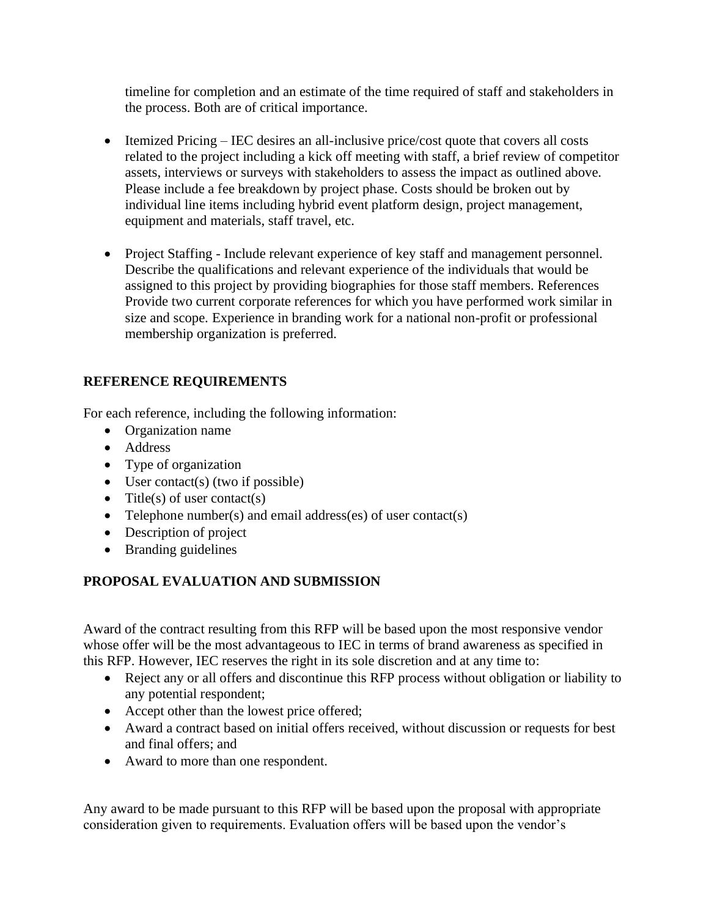timeline for completion and an estimate of the time required of staff and stakeholders in the process. Both are of critical importance.

- Itemized Pricing – IEC desires an all-inclusive price/cost quote that covers all costs related to the project including a kick off meeting with staff, a brief review of competitor assets, interviews or surveys with stakeholders to assess the impact as outlined above. Please include a fee breakdown by project phase. Costs should be broken out by individual line items including hybrid event platform design, project management, equipment and materials, staff travel, etc.

- Project Staffing - Include relevant experience of key staff and management personnel. Describe the qualifications and relevant experience of the individuals that would be assigned to this project by providing biographies for those staff members. References Provide two current corporate references for which you have performed work similar in size and scope. Experience in branding work for a national non-profit or professional membership organization is preferred.

**REFERENCE REQUIREMENTS**

For each reference, including the following information:

- Organization name
- Address
- Type of organization
- User contact(s) (two if possible)
- Title(s) of user contact(s)
- Telephone number(s) and email address(es) of user contact(s)
- Description of project
- Branding guidelines

**PROPOSAL EVALUATION AND SUBMISSION**

Award of the contract resulting from this RFP will be based upon the most responsive vendor whose offer will be the most advantageous to IEC in terms of brand awareness as specified in this RFP. However, IEC reserves the right in its sole discretion and at any time to:

- Reject any or all offers and discontinue this RFP process without obligation or liability to any potential respondent;
- Accept other than the lowest price offered;
- Award a contract based on initial offers received, without discussion or requests for best and final offers; and
- Award to more than one respondent.

Any award to be made pursuant to this RFP will be based upon the proposal with appropriate consideration given to requirements. Evaluation offers will be based upon the vendor's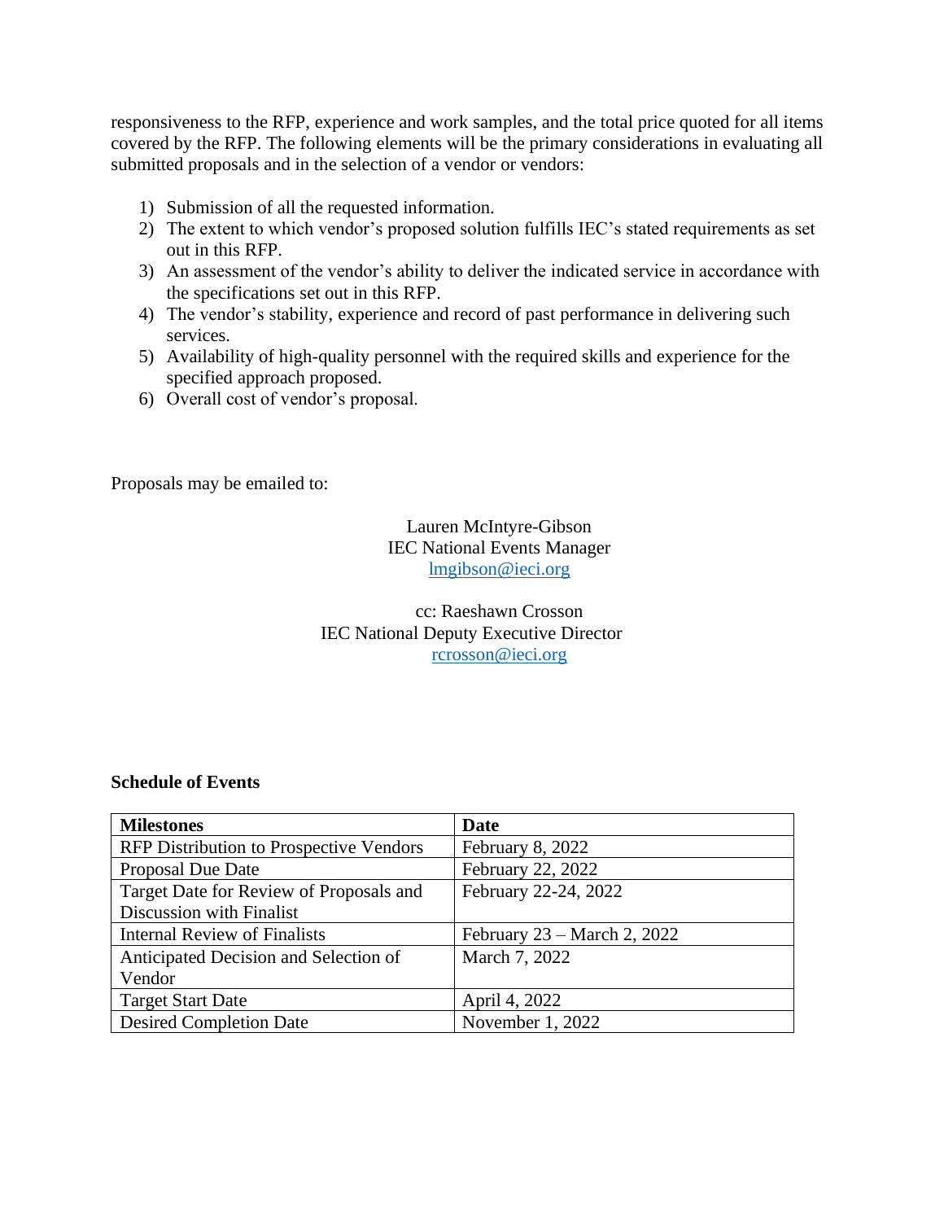responsiveness to the RFP, experience and work samples, and the total price quoted for all items covered by the RFP. The following elements will be the primary considerations in evaluating all submitted proposals and in the selection of a vendor or vendors:

1) Submission of all the requested information.
2) The extent to which vendor's proposed solution fulfills IEC's stated requirements as set out in this RFP.
3) An assessment of the vendor's ability to deliver the indicated service in accordance with the specifications set out in this RFP.
4) The vendor's stability, experience and record of past performance in delivering such services.
5) Availability of high-quality personnel with the required skills and experience for the specified approach proposed.
6) Overall cost of vendor's proposal.

Proposals may be emailed to:

Lauren McIntyre-Gibson
IEC National Events Manager
lmgibson@ieci.org

cc: Raeshawn Crosson
IEC National Deputy Executive Director
rcrosson@ieci.org

**Schedule of Events**

| **Milestones** | **Date** |
| --- | --- |
| RFP Distribution to Prospective Vendors | February 8, 2022 |
| Proposal Due Date | February 22, 2022 |
| Target Date for Review of Proposals and Discussion with Finalist | February 22-24, 2022 |
| Internal Review of Finalists | February 23 – March 2, 2022 |
| Anticipated Decision and Selection of Vendor | March 7, 2022 |
| Target Start Date | April 4, 2022 |
| Desired Completion Date | November 1, 2022 |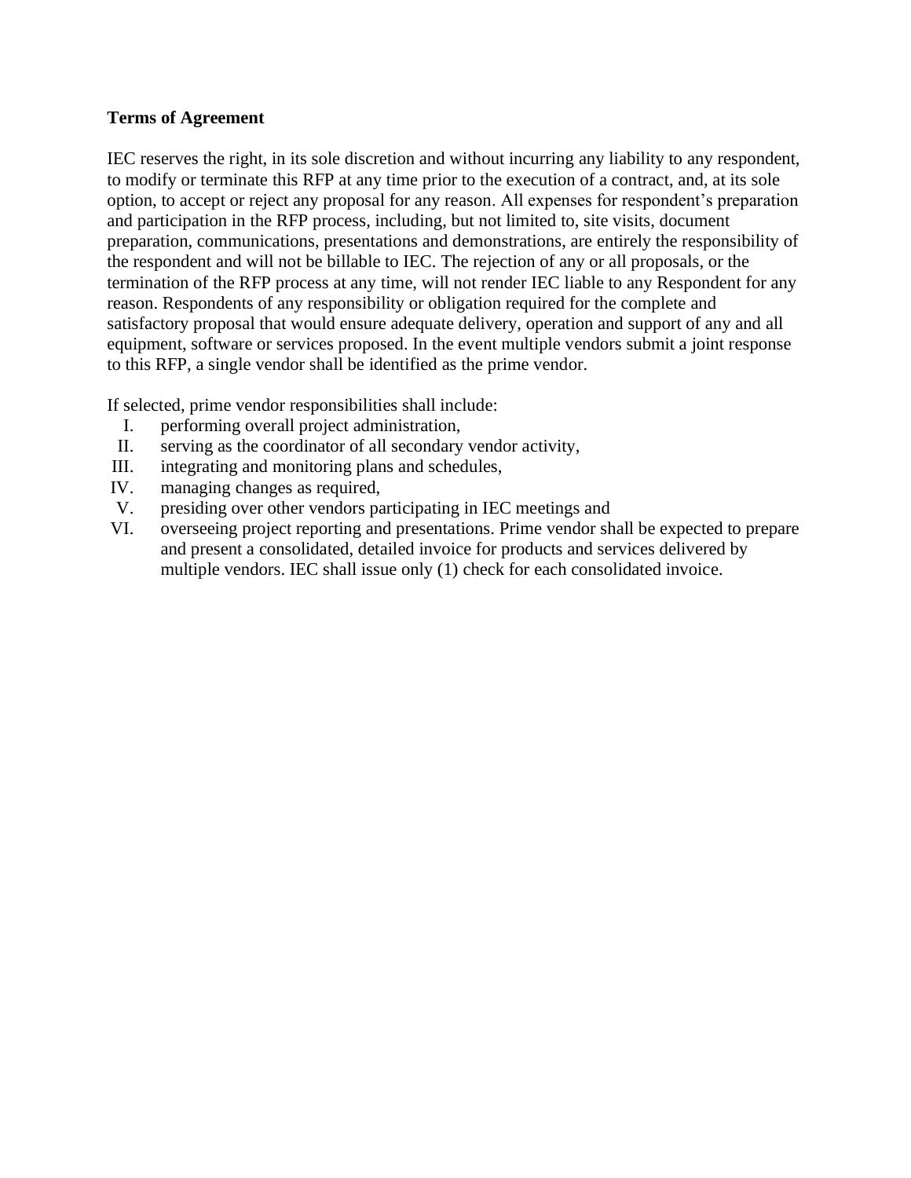**Terms of Agreement**

IEC reserves the right, in its sole discretion and without incurring any liability to any respondent, to modify or terminate this RFP at any time prior to the execution of a contract, and, at its sole option, to accept or reject any proposal for any reason. All expenses for respondent's preparation and participation in the RFP process, including, but not limited to, site visits, document preparation, communications, presentations and demonstrations, are entirely the responsibility of the respondent and will not be billable to IEC. The rejection of any or all proposals, or the termination of the RFP process at any time, will not render IEC liable to any Respondent for any reason. Respondents of any responsibility or obligation required for the complete and satisfactory proposal that would ensure adequate delivery, operation and support of any and all equipment, software or services proposed. In the event multiple vendors submit a joint response to this RFP, a single vendor shall be identified as the prime vendor.

If selected, prime vendor responsibilities shall include:

I. performing overall project administration,
II. serving as the coordinator of all secondary vendor activity,
III. integrating and monitoring plans and schedules,
IV. managing changes as required,
V. presiding over other vendors participating in IEC meetings and
VI. overseeing project reporting and presentations. Prime vendor shall be expected to prepare and present a consolidated, detailed invoice for products and services delivered by multiple vendors. IEC shall issue only (1) check for each consolidated invoice.